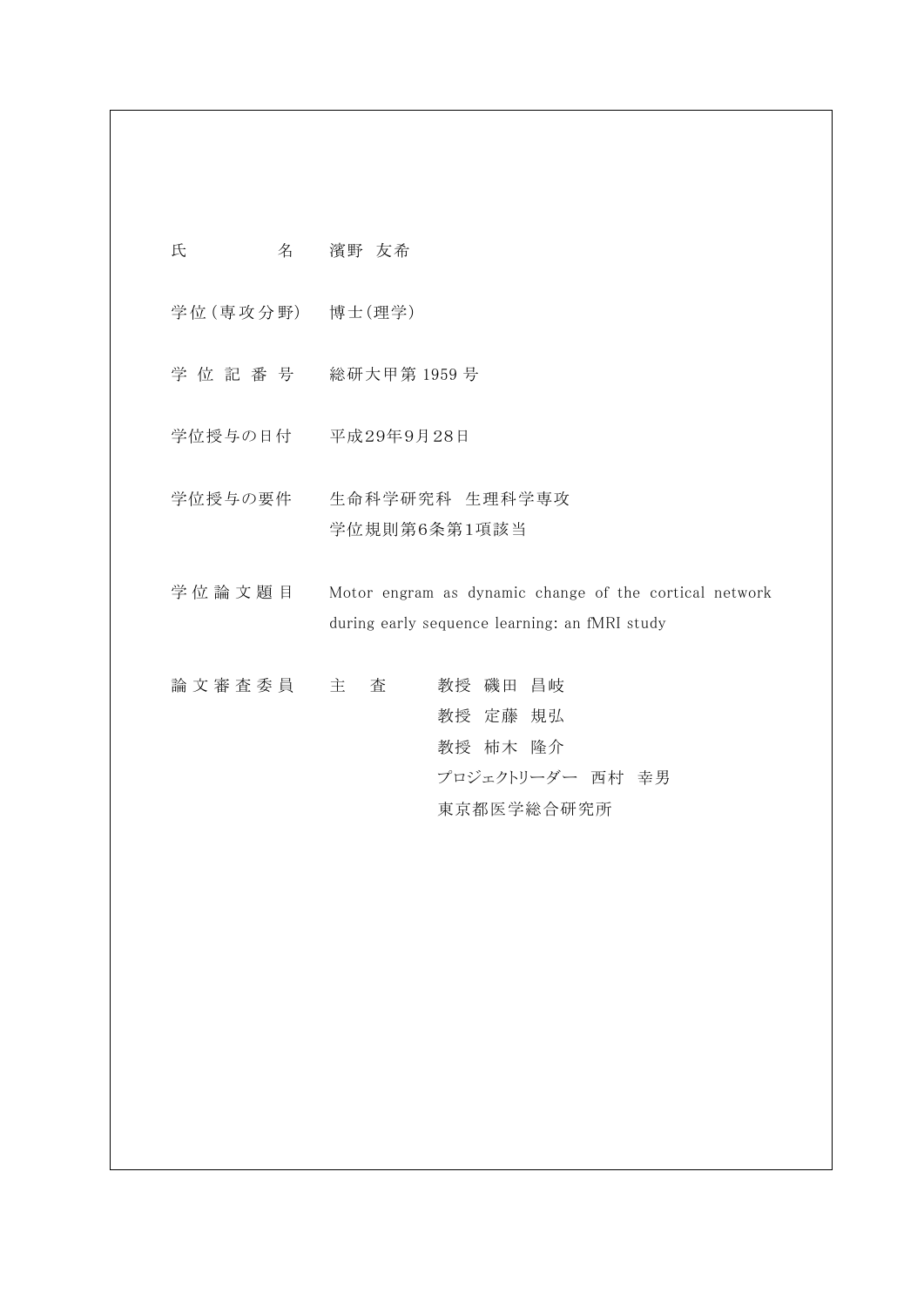| | |
|---|---|
| 氏　　　　　名 | 濱野　友希 |
| 学位(専攻分野) | 博士(理学) |
| 学 位 記 番 号 | 総研大甲第 1959 号 |
| 学位授与の日付 | 平成29年9月28日 |
| 学位授与の要件 | 生命科学研究科　生理科学専攻<br>学位規則第6条第1項該当 |
| 学 位 論 文 題 目 | Motor engram as dynamic change of the cortical network during early sequence learning: an fMRI study |
| 論 文 審 査 委 員 | 主　査　　教授　磯田　昌岐<br>教授　定藤　規弘<br>教授　柿木　隆介<br>プロジェクトリーダー　西村　幸男<br>東京都医学総合研究所 |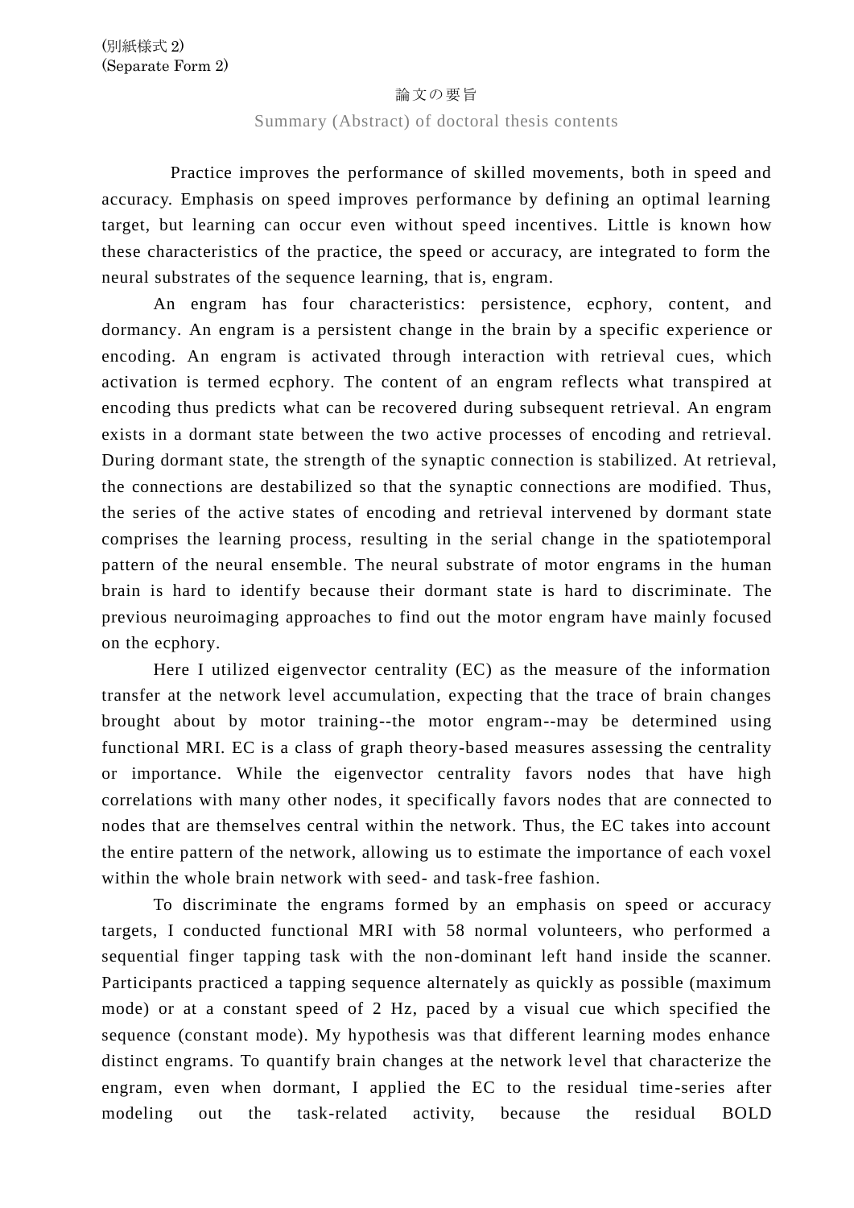(別紙様式 2)
(Separate Form 2)

# 論文の要旨

## Summary (Abstract) of doctoral thesis contents

Practice improves the performance of skilled movements, both in speed and accuracy. Emphasis on speed improves performance by defining an optimal learning target, but learning can occur even without speed incentives. Little is known how these characteristics of the practice, the speed or accuracy, are integrated to form the neural substrates of the sequence learning, that is, engram.

An engram has four characteristics: persistence, ecphory, content, and dormancy. An engram is a persistent change in the brain by a specific experience or encoding. An engram is activated through interaction with retrieval cues, which activation is termed ecphory. The content of an engram reflects what transpired at encoding thus predicts what can be recovered during subsequent retrieval. An engram exists in a dormant state between the two active processes of encoding and retrieval. During dormant state, the strength of the synaptic connection is stabilized. At retrieval, the connections are destabilized so that the synaptic connections are modified. Thus, the series of the active states of encoding and retrieval intervened by dormant state comprises the learning process, resulting in the serial change in the spatiotemporal pattern of the neural ensemble. The neural substrate of motor engrams in the human brain is hard to identify because their dormant state is hard to discriminate. The previous neuroimaging approaches to find out the motor engram have mainly focused on the ecphory.

Here I utilized eigenvector centrality (EC) as the measure of the information transfer at the network level accumulation, expecting that the trace of brain changes brought about by motor training--the motor engram--may be determined using functional MRI. EC is a class of graph theory-based measures assessing the centrality or importance. While the eigenvector centrality favors nodes that have high correlations with many other nodes, it specifically favors nodes that are connected to nodes that are themselves central within the network. Thus, the EC takes into account the entire pattern of the network, allowing us to estimate the importance of each voxel within the whole brain network with seed- and task-free fashion.

To discriminate the engrams formed by an emphasis on speed or accuracy targets, I conducted functional MRI with 58 normal volunteers, who performed a sequential finger tapping task with the non-dominant left hand inside the scanner. Participants practiced a tapping sequence alternately as quickly as possible (maximum mode) or at a constant speed of 2 Hz, paced by a visual cue which specified the sequence (constant mode). My hypothesis was that different learning modes enhance distinct engrams. To quantify brain changes at the network level that characterize the engram, even when dormant, I applied the EC to the residual time-series after modeling out the task-related activity, because the residual BOLD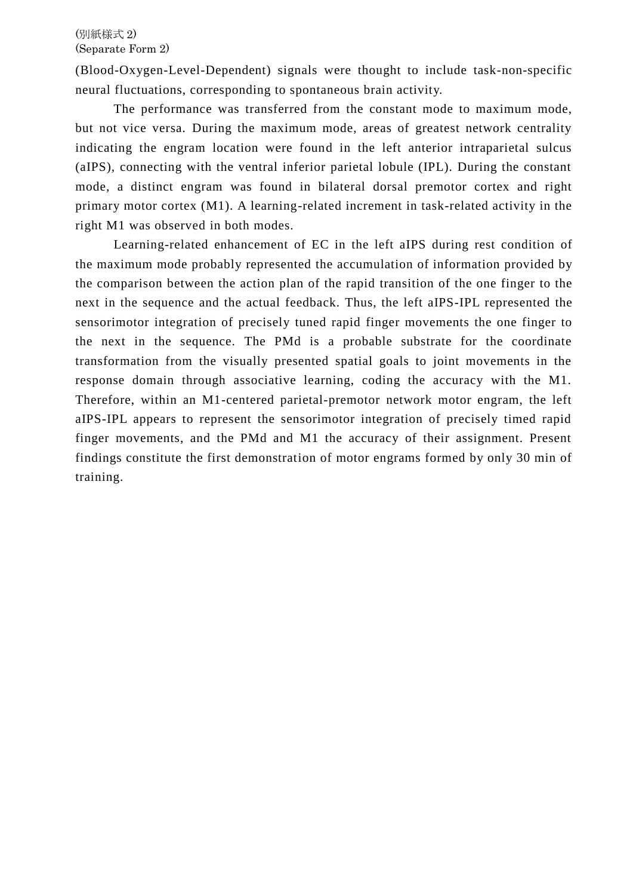(Blood-Oxygen-Level-Dependent) signals were thought to include task-non-specific neural fluctuations, corresponding to spontaneous brain activity.

The performance was transferred from the constant mode to maximum mode, but not vice versa. During the maximum mode, areas of greatest network centrality indicating the engram location were found in the left anterior intraparietal sulcus (aIPS), connecting with the ventral inferior parietal lobule (IPL). During the constant mode, a distinct engram was found in bilateral dorsal premotor cortex and right primary motor cortex (M1). A learning-related increment in task-related activity in the right M1 was observed in both modes.

Learning-related enhancement of EC in the left aIPS during rest condition of the maximum mode probably represented the accumulation of information provided by the comparison between the action plan of the rapid transition of the one finger to the next in the sequence and the actual feedback. Thus, the left aIPS-IPL represented the sensorimotor integration of precisely tuned rapid finger movements the one finger to the next in the sequence. The PMd is a probable substrate for the coordinate transformation from the visually presented spatial goals to joint movements in the response domain through associative learning, coding the accuracy with the M1. Therefore, within an M1-centered parietal-premotor network motor engram, the left aIPS-IPL appears to represent the sensorimotor integration of precisely timed rapid finger movements, and the PMd and M1 the accuracy of their assignment. Present findings constitute the first demonstration of motor engrams formed by only 30 min of training.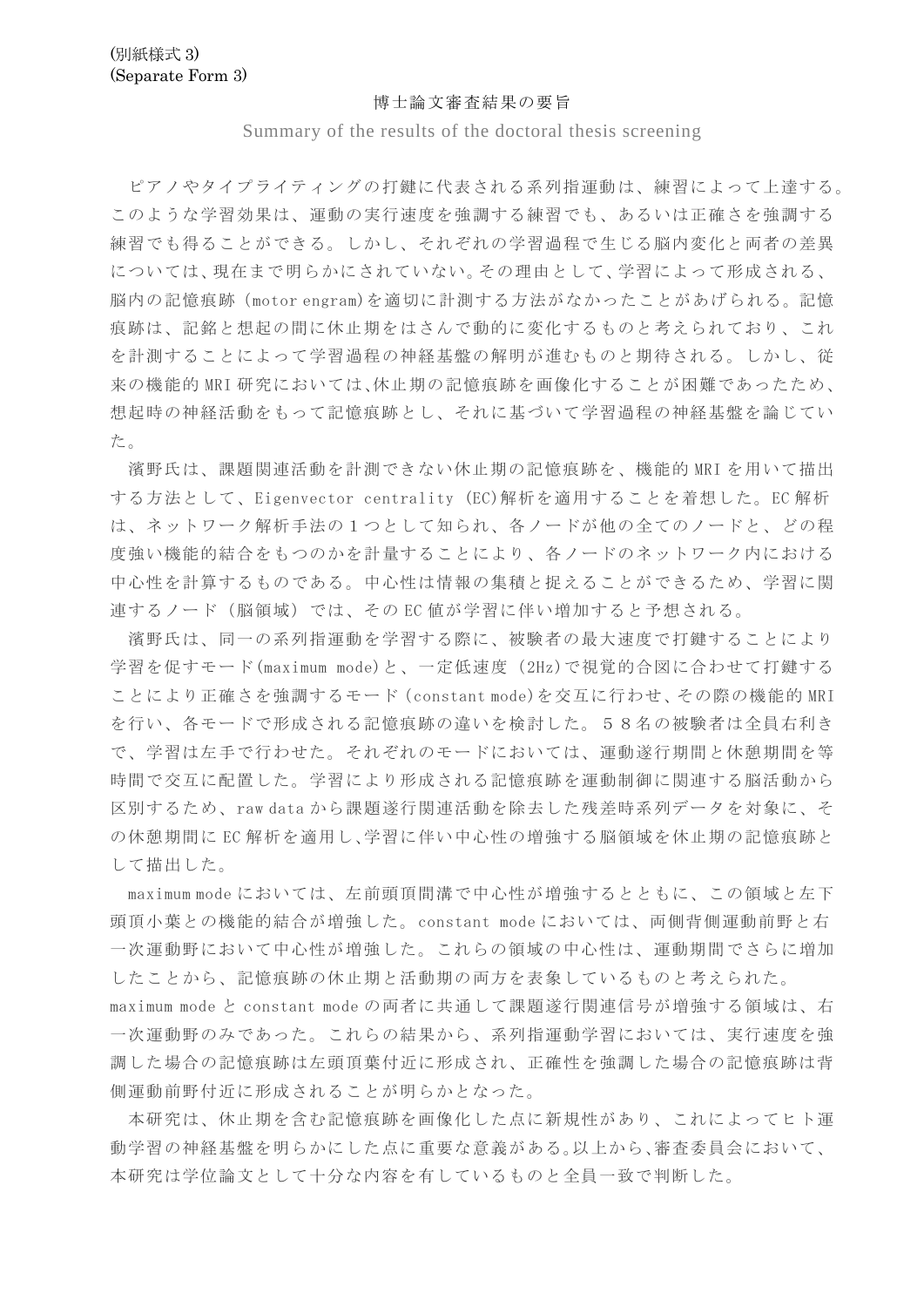(別紙様式 3)
(Separate Form 3)

# 博士論文審査結果の要旨

Summary of the results of the doctoral thesis screening

ピアノやタイプライティングの打鍵に代表される系列指運動は、練習によって上達する。このような学習効果は、運動の実行速度を強調する練習でも、あるいは正確さを強調する練習でも得ることができる。しかし、それぞれの学習過程で生じる脳内変化と両者の差異については、現在まで明らかにされていない。その理由として、学習によって形成される、脳内の記憶痕跡 (motor engram)を適切に計測する方法がなかったことがあげられる。記憶痕跡は、記銘と想起の間に休止期をはさんで動的に変化するものと考えられており、これを計測することによって学習過程の神経基盤の解明が進むものと期待される。しかし、従来の機能的 MRI 研究においては､休止期の記憶痕跡を画像化することが困難であったため、想起時の神経活動をもって記憶痕跡とし、それに基づいて学習過程の神経基盤を論じていた。

濱野氏は、課題関連活動を計測できない休止期の記憶痕跡を、機能的 MRI を用いて描出する方法として、Eigenvector centrality (EC)解析を適用することを着想した。EC 解析は、ネットワーク解析手法の１つとして知られ、各ノードが他の全てのノードと、どの程度強い機能的結合をもつのかを計量することにより、各ノードのネットワーク内における中心性を計算するものである。中心性は情報の集積と捉えることができるため、学習に関連するノード（脳領域）では、その EC 値が学習に伴い増加すると予想される。

濱野氏は、同一の系列指運動を学習する際に、被験者の最大速度で打鍵することにより学習を促すモード(maximum mode)と、一定低速度 (2Hz)で視覚的合図に合わせて打鍵することにより正確さを強調するモード (constant mode)を交互に行わせ、その際の機能的 MRI を行い、各モードで形成される記憶痕跡の違いを検討した。５８名の被験者は全員右利きで、学習は左手で行わせた。それぞれのモードにおいては、運動遂行期間と休憩期間を等時間で交互に配置した。学習により形成される記憶痕跡を運動制御に関連する脳活動から区別するため、raw data から課題遂行関連活動を除去した残差時系列データを対象に、その休憩期間に EC 解析を適用し､学習に伴い中心性の増強する脳領域を休止期の記憶痕跡として描出した。

maximum mode においては、左前頭頂間溝で中心性が増強するとともに、この領域と左下頭頂小葉との機能的結合が増強した。constant mode においては、両側背側運動前野と右一次運動野において中心性が増強した。これらの領域の中心性は、運動期間でさらに増加したことから、記憶痕跡の休止期と活動期の両方を表象しているものと考えられた。
maximum mode と constant mode の両者に共通して課題遂行関連信号が増強する領域は、右一次運動野のみであった。これらの結果から、系列指運動学習においては、実行速度を強調した場合の記憶痕跡は左頭頂葉付近に形成され、正確性を強調した場合の記憶痕跡は背側運動前野付近に形成されることが明らかとなった。

本研究は、休止期を含む記憶痕跡を画像化した点に新規性があり、これによってヒト運動学習の神経基盤を明らかにした点に重要な意義がある｡以上から､審査委員会において、本研究は学位論文として十分な内容を有しているものと全員一致で判断した。